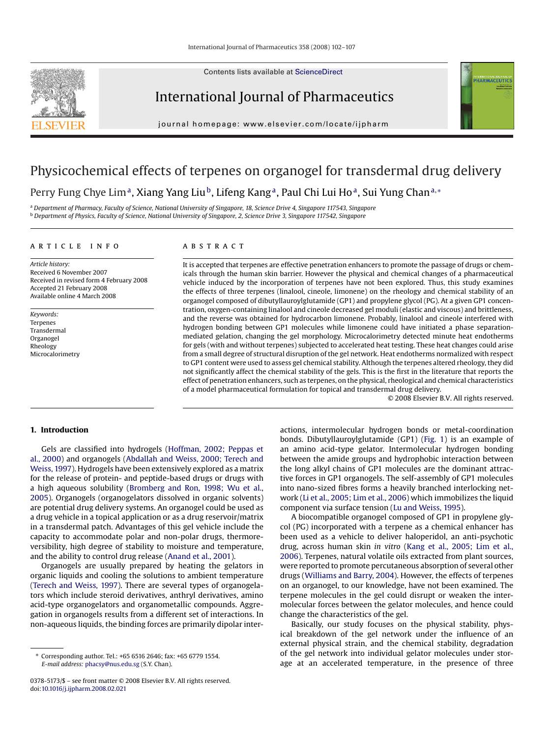# Physicochemical effects of terpenes on organogel for transdermal drug delivery

Perry Fung Chye Lim[a], Xiang Yang Liu[b], Lifeng Kang[a], Paul Chi Lui Ho[a], Sui Yung Chan[a,*]

[a] Department of Pharmacy, Faculty of Science, National University of Singapore, 18, Science Drive 4, Singapore 117543, Singapore
[b] Department of Physics, Faculty of Science, National University of Singapore, 2, Science Drive 3, Singapore 117542, Singapore

## ARTICLE INFO

*Article history:*
Received 6 November 2007
Received in revised form 4 February 2008
Accepted 21 February 2008
Available online 4 March 2008

*Keywords:*
Terpenes
Transdermal
Organogel
Rheology
Microcalorimetry

## ABSTRACT

It is accepted that terpenes are effective penetration enhancers to promote the passage of drugs or chemicals through the human skin barrier. However the physical and chemical changes of a pharmaceutical vehicle induced by the incorporation of terpenes have not been explored. Thus, this study examines the effects of three terpenes (linalool, cineole, limonene) on the rheology and chemical stability of an organogel composed of dibutyllauroylglutamide (GP1) and propylene glycol (PG). At a given GP1 concentration, oxygen-containing linalool and cineole decreased gel moduli (elastic and viscous) and brittleness, and the reverse was obtained for hydrocarbon limonene. Probably, linalool and cineole interfered with hydrogen bonding between GP1 molecules while limonene could have initiated a phase separation-mediated gelation, changing the gel morphology. Microcalorimetry detected minute heat endotherms for gels (with and without terpenes) subjected to accelerated heat testing. These heat changes could arise from a small degree of structural disruption of the gel network. Heat endotherms normalized with respect to GP1 content were used to assess gel chemical stability. Although the terpenes altered rheology, they did not significantly affect the chemical stability of the gels. This is the first in the literature that reports the effect of penetration enhancers, such as terpenes, on the physical, rheological and chemical characteristics of a model pharmaceutical formulation for topical and transdermal drug delivery.

© 2008 Elsevier B.V. All rights reserved.

## 1. Introduction

Gels are classified into hydrogels (Hoffman, 2002; Peppas et al., 2000) and organogels (Abdallah and Weiss, 2000; Terech and Weiss, 1997). Hydrogels have been extensively explored as a matrix for the release of protein- and peptide-based drugs or drugs with a high aqueous solubility (Bromberg and Ron, 1998; Wu et al., 2005). Organogels (organogelators dissolved in organic solvents) are potential drug delivery systems. An organogel could be used as a drug vehicle in a topical application or as a drug reservoir/matrix in a transdermal patch. Advantages of this gel vehicle include the capacity to accommodate polar and non-polar drugs, thermoreversibility, high degree of stability to moisture and temperature, and the ability to control drug release (Anand et al., 2001).

Organogels are usually prepared by heating the gelators in organic liquids and cooling the solutions to ambient temperature (Terech and Weiss, 1997). There are several types of organogelators which include steroid derivatives, anthryl derivatives, amino acid-type organogelators and organometallic compounds. Aggregation in organogels results from a different set of interactions. In non-aqueous liquids, the binding forces are primarily dipolar interactions, intermolecular hydrogen bonds or metal-coordination bonds. Dibutyllauroylglutamide (GP1) (Fig. 1) is an example of an amino acid-type gelator. Intermolecular hydrogen bonding between the amide groups and hydrophobic interaction between the long alkyl chains of GP1 molecules are the dominant attractive forces in GP1 organogels. The self-assembly of GP1 molecules into nano-sized fibres forms a heavily branched interlocking network (Li et al., 2005; Lim et al., 2006) which immobilizes the liquid component via surface tension (Lu and Weiss, 1995).

A biocompatible organogel composed of GP1 in propylene glycol (PG) incorporated with a terpene as a chemical enhancer has been used as a vehicle to deliver haloperidol, an anti-psychotic drug, across human skin *in vitro* (Kang et al., 2005; Lim et al., 2006). Terpenes, natural volatile oils extracted from plant sources, were reported to promote percutaneous absorption of several other drugs (Williams and Barry, 2004). However, the effects of terpenes on an organogel, to our knowledge, have not been examined. The terpene molecules in the gel could disrupt or weaken the intermolecular forces between the gelator molecules, and hence could change the characteristics of the gel.

Basically, our study focuses on the physical stability, physical breakdown of the gel network under the influence of an external physical strain, and the chemical stability, degradation of the gel network into individual gelator molecules under storage at an accelerated temperature, in the presence of three

* Corresponding author. Tel.: +65 6516 2646; fax: +65 6779 1554. *E-mail address:* phacsy@nus.edu.sg (S.Y. Chan).

0378-5173/$ – see front matter © 2008 Elsevier B.V. All rights reserved.
doi:10.1016/j.ijpharm.2008.02.021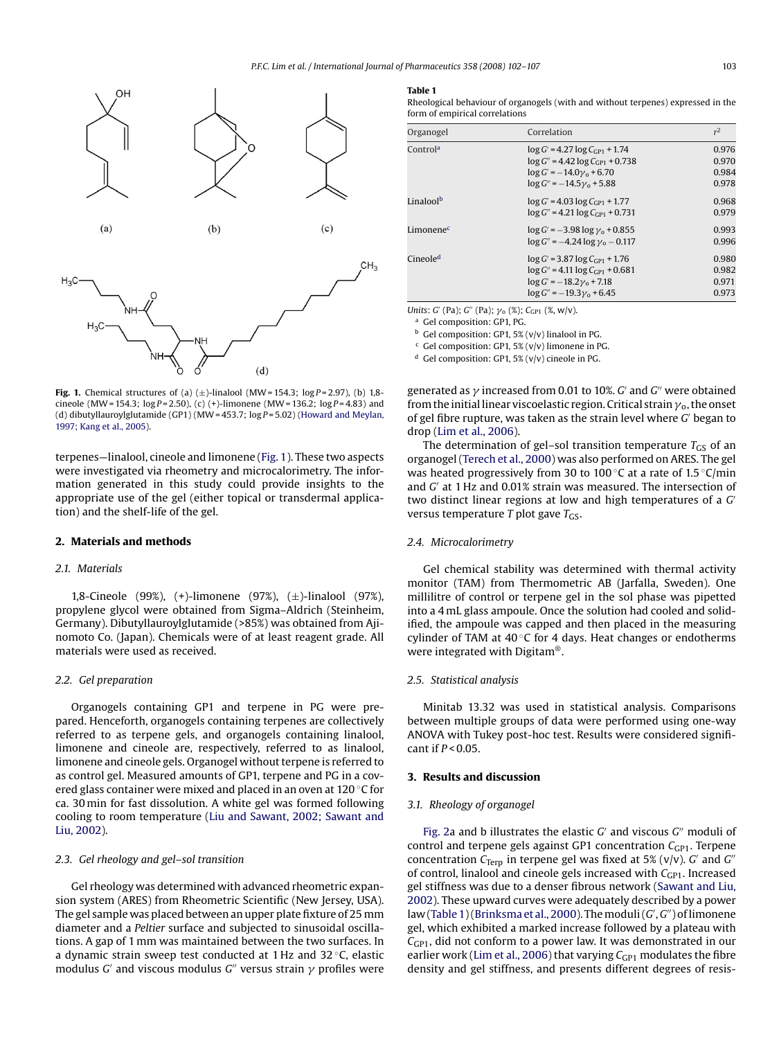**Fig. 1.** Chemical structures of (a) (±)-linalool (MW = 154.3; log $P$ = 2.97), (b) 1,8-cineole (MW = 154.3; log $P$ = 2.50), (c) (+)-limonene (MW = 136.2; log $P$ = 4.83) and (d) dibutyllauroylglutamide (GP1) (MW = 453.7; log $P$ = 5.02) (Howard and Meylan, 1997; Kang et al., 2005).

terpenes—linalool, cineole and limonene (Fig. 1). These two aspects were investigated via rheometry and microcalorimetry. The information generated in this study could provide insights to the appropriate use of the gel (either topical or transdermal application) and the shelf-life of the gel.

## 2. Materials and methods

### 2.1. Materials

1,8-Cineole (99%), (+)-limonene (97%), (±)-linalool (97%), propylene glycol were obtained from Sigma–Aldrich (Steinheim, Germany). Dibutyllauroylglutamide (>85%) was obtained from Ajinomoto Co. (Japan). Chemicals were of at least reagent grade. All materials were used as received.

### 2.2. Gel preparation

Organogels containing GP1 and terpene in PG were prepared. Henceforth, organogels containing terpenes are collectively referred to as terpene gels, and organogels containing linalool, limonene and cineole are, respectively, referred to as linalool, limonene and cineole gels. Organogel without terpene is referred to as control gel. Measured amounts of GP1, terpene and PG in a covered glass container were mixed and placed in an oven at 120 °C for ca. 30 min for fast dissolution. A white gel was formed following cooling to room temperature (Liu and Sawant, 2002; Sawant and Liu, 2002).

### 2.3. Gel rheology and gel–sol transition

Gel rheology was determined with advanced rheometric expansion system (ARES) from Rheometric Scientific (New Jersey, USA). The gel sample was placed between an upper plate fixture of 25 mm diameter and a *Peltier* surface and subjected to sinusoidal oscillations. A gap of 1 mm was maintained between the two surfaces. In a dynamic strain sweep test conducted at 1 Hz and 32 °C, elastic modulus $G'$ and viscous modulus $G''$ versus strain $\gamma$ profiles were generated as $\gamma$ increased from 0.01 to 10%. $G'$ and $G''$ were obtained from the initial linear viscoelastic region. Critical strain $\gamma_o$, the onset of gel fibre rupture, was taken as the strain level where $G'$ began to drop (Lim et al., 2006).

The determination of gel–sol transition temperature $T_{GS}$ of an organogel (Terech et al., 2000) was also performed on ARES. The gel was heated progressively from 30 to 100 °C at a rate of 1.5 °C/min and $G'$ at 1 Hz and 0.01% strain was measured. The intersection of two distinct linear regions at low and high temperatures of a $G'$ versus temperature $T$ plot gave $T_{GS}$.

### 2.4. Microcalorimetry

Gel chemical stability was determined with thermal activity monitor (TAM) from Thermometric AB (Jarfalla, Sweden). One millilitre of control or terpene gel in the sol phase was pipetted into a 4 mL glass ampoule. Once the solution had cooled and solidified, the ampoule was capped and then placed in the measuring cylinder of TAM at 40 °C for 4 days. Heat changes or endotherms were integrated with Digitam®.

### 2.5. Statistical analysis

Minitab 13.32 was used in statistical analysis. Comparisons between multiple groups of data were performed using one-way ANOVA with Tukey post-hoc test. Results were considered significant if $P < 0.05$.

**Table 1**
Rheological behaviour of organogels (with and without terpenes) expressed in the form of empirical correlations

| Organogel | Correlation | $r^2$ |
|---|---|---|
| Control[a] | $\log G' = 4.27 \log C_{GP1} + 1.74$ | 0.976 |
| | $\log G'' = 4.42 \log C_{GP1} + 0.738$ | 0.970 |
| | $\log G' = -14.0\gamma_o + 6.70$ | 0.984 |
| | $\log G'' = -14.5\gamma_o + 5.88$ | 0.978 |
| Linalool[b] | $\log G' = 4.03 \log C_{GP1} + 1.77$ | 0.968 |
| | $\log G'' = 4.21 \log C_{GP1} + 0.731$ | 0.979 |
| Limonene[c] | $\log G' = -3.98 \log \gamma_o + 0.855$ | 0.993 |
| | $\log G'' = -4.24 \log \gamma_o - 0.117$ | 0.996 |
| Cineole[d] | $\log G' = 3.87 \log C_{GP1} + 1.76$ | 0.980 |
| | $\log G'' = 4.11 \log C_{GP1} + 0.681$ | 0.982 |
| | $\log G' = -18.2\gamma_o + 7.18$ | 0.971 |
| | $\log G'' = -19.3\gamma_o + 6.45$ | 0.973 |

*Units*: $G'$ (Pa); $G''$ (Pa); $\gamma_o$ (%); $C_{GP1}$ (%, w/v).
[a] Gel composition: GP1, PG.
[b] Gel composition: GP1, 5% (v/v) linalool in PG.
[c] Gel composition: GP1, 5% (v/v) limonene in PG.
[d] Gel composition: GP1, 5% (v/v) cineole in PG.

## 3. Results and discussion

### 3.1. Rheology of organogel

Fig. 2a and b illustrates the elastic $G'$ and viscous $G''$ moduli of control and terpene gels against GP1 concentration $C_{GP1}$. Terpene concentration $C_{Terp}$ in terpene gel was fixed at 5% (v/v). $G'$ and $G''$ of control, linalool and cineole gels increased with $C_{GP1}$. Increased gel stiffness was due to a denser fibrous network (Sawant and Liu, 2002). These upward curves were adequately described by a power law (Table 1) (Brinksma et al., 2000). The moduli ($G'$, $G''$) of limonene gel, which exhibited a marked increase followed by a plateau with $C_{GP1}$, did not conform to a power law. It was demonstrated in our earlier work (Lim et al., 2006) that varying $C_{GP1}$ modulates the fibre density and gel stiffness, and presents different degrees of resis-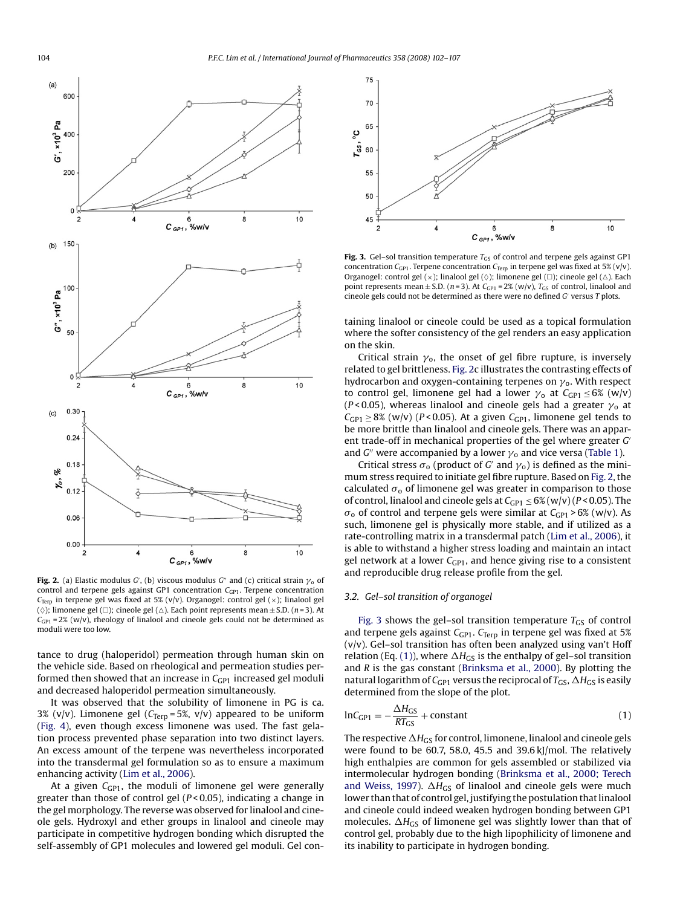**Fig. 2.** (a) Elastic modulus $G'$, (b) viscous modulus $G''$ and (c) critical strain $\gamma_o$ of control and terpene gels against GP1 concentration $C_{GP1}$. Terpene concentration $C_{Terp}$ in terpene gel was fixed at 5% (v/v). Organogel: control gel (×); linalool gel (◊); limonene gel (□); cineole gel (△). Each point represents mean ± S.D. ($n$ = 3). At $C_{GP1}$ = 2% (w/v), rheology of linalool and cineole gels could not be determined as moduli were too low.

tance to drug (haloperidol) permeation through human skin on the vehicle side. Based on rheological and permeation studies performed then showed that an increase in $C_{GP1}$ increased gel moduli and decreased haloperidol permeation simultaneously.

It was observed that the solubility of limonene in PG is ca. 3% (v/v). Limonene gel ($C_{Terp}$ = 5%, v/v) appeared to be uniform (Fig. 4), even though excess limonene was used. The fast gelation process prevented phase separation into two distinct layers. An excess amount of the terpene was nevertheless incorporated into the transdermal gel formulation so as to ensure a maximum enhancing activity (Lim et al., 2006).

At a given $C_{GP1}$, the moduli of limonene gel were generally greater than those of control gel ($P$ < 0.05), indicating a change in the gel morphology. The reverse was observed for linalool and cineole gels. Hydroxyl and ether groups in linalool and cineole may participate in competitive hydrogen bonding which disrupted the self-assembly of GP1 molecules and lowered gel moduli. Gel containing linalool or cineole could be used as a topical formulation where the softer consistency of the gel renders an easy application on the skin.

Critical strain $\gamma_o$, the onset of gel fibre rupture, is inversely related to gel brittleness. Fig. 2c illustrates the contrasting effects of hydrocarbon and oxygen-containing terpenes on $\gamma_o$. With respect to control gel, limonene gel had a lower $\gamma_o$ at $C_{GP1} \leq 6\%$ (w/v) ($P$ < 0.05), whereas linalool and cineole gels had a greater $\gamma_o$ at $C_{GP1} \geq 8\%$ (w/v) ($P$ < 0.05). At a given $C_{GP1}$, limonene gel tends to be more brittle than linalool and cineole gels. There was an apparent trade-off in mechanical properties of the gel where greater $G'$ and $G''$ were accompanied by a lower $\gamma_o$ and vice versa (Table 1).

Critical stress $\sigma_o$ (product of $G'$ and $\gamma_o$) is defined as the minimum stress required to initiate gel fibre rupture. Based on Fig. 2, the calculated $\sigma_o$ of limonene gel was greater in comparison to those of control, linalool and cineole gels at $C_{GP1} \leq 6\%$ (w/v) ($P$ < 0.05). The $\sigma_o$ of control and terpene gels were similar at $C_{GP1} > 6\%$ (w/v). As such, limonene gel is physically more stable, and if utilized as a rate-controlling matrix in a transdermal patch (Lim et al., 2006), it is able to withstand a higher stress loading and maintain an intact gel network at a lower $C_{GP1}$, and hence giving rise to a consistent and reproducible drug release profile from the gel.

**Fig. 3.** Gel–sol transition temperature $T_{GS}$ of control and terpene gels against GP1 concentration $C_{GP1}$. Terpene concentration $C_{Terp}$ in terpene gel was fixed at 5% (v/v). Organogel: control gel (×); linalool gel (◊); limonene gel (□); cineole gel (△). Each point represents mean ± S.D. ($n$ = 3). At $C_{GP1}$ = 2% (w/v), $T_{GS}$ of control, linalool and cineole gels could not be determined as there were no defined $G'$ versus $T$ plots.

### 3.2. Gel–sol transition of organogel

Fig. 3 shows the gel–sol transition temperature $T_{GS}$ of control and terpene gels against $C_{GP1}$. $C_{Terp}$ in terpene gel was fixed at 5% (v/v). Gel–sol transition has often been analyzed using van't Hoff relation (Eq. (1)), where $\Delta H_{GS}$ is the enthalpy of gel–sol transition and $R$ is the gas constant (Brinksma et al., 2000). By plotting the natural logarithm of $C_{GP1}$ versus the reciprocal of $T_{GS}$, $\Delta H_{GS}$ is easily determined from the slope of the plot.

$$\ln C_{GP1} = -\frac{\Delta H_{GS}}{RT_{GS}} + \text{constant} \tag{1}$$

The respective $\Delta H_{GS}$ for control, limonene, linalool and cineole gels were found to be 60.7, 58.0, 45.5 and 39.6 kJ/mol. The relatively high enthalpies are common for gels assembled or stabilized via intermolecular hydrogen bonding (Brinksma et al., 2000; Terech and Weiss, 1997). $\Delta H_{GS}$ of linalool and cineole gels were much lower than that of control gel, justifying the postulation that linalool and cineole could indeed weaken hydrogen bonding between GP1 molecules. $\Delta H_{GS}$ of limonene gel was slightly lower than that of control gel, probably due to the high lipophilicity of limonene and its inability to participate in hydrogen bonding.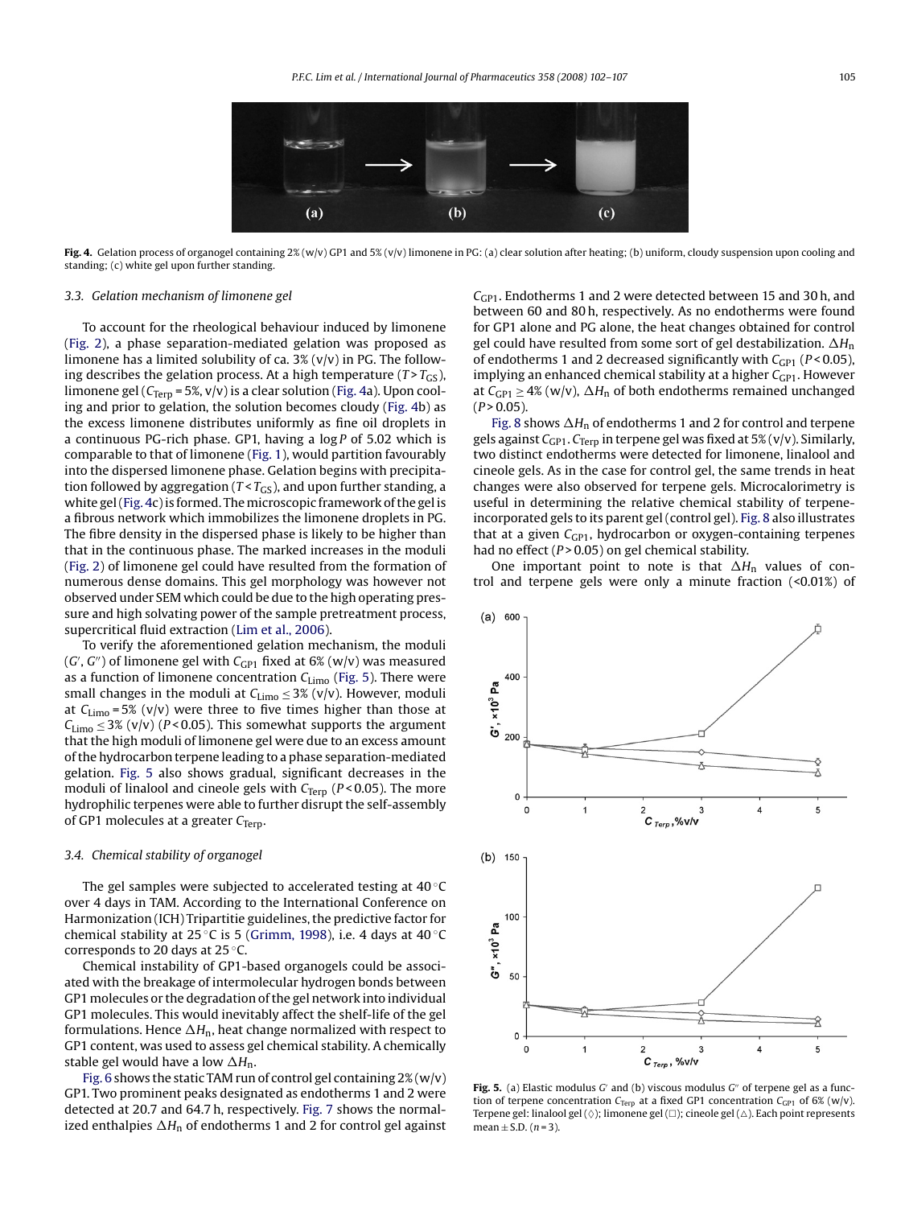Fig. 4. Gelation process of organogel containing 2% (w/v) GP1 and 5% (v/v) limonene in PG: (a) clear solution after heating; (b) uniform, cloudy suspension upon cooling and standing; (c) white gel upon further standing.

### 3.3. Gelation mechanism of limonene gel

To account for the rheological behaviour induced by limonene (Fig. 2), a phase separation-mediated gelation was proposed as limonene has a limited solubility of ca. 3% (v/v) in PG. The following describes the gelation process. At a high temperature ($T > T_{GS}$), limonene gel ($C_{Terp}$ = 5%, v/v) is a clear solution (Fig. 4a). Upon cooling and prior to gelation, the solution becomes cloudy (Fig. 4b) as the excess limonene distributes uniformly as fine oil droplets in a continuous PG-rich phase. GP1, having a $\log P$ of 5.02 which is comparable to that of limonene (Fig. 1), would partition favourably into the dispersed limonene phase. Gelation begins with precipitation followed by aggregation ($T < T_{GS}$), and upon further standing, a white gel (Fig. 4c) is formed. The microscopic framework of the gel is a fibrous network which immobilizes the limonene droplets in PG. The fibre density in the dispersed phase is likely to be higher than that in the continuous phase. The marked increases in the moduli (Fig. 2) of limonene gel could have resulted from the formation of numerous dense domains. This gel morphology was however not observed under SEM which could be due to the high operating pressure and high solvating power of the sample pretreatment process, supercritical fluid extraction (Lim et al., 2006).

To verify the aforementioned gelation mechanism, the moduli ($G'$, $G''$) of limonene gel with $C_{GP1}$ fixed at 6% (w/v) was measured as a function of limonene concentration $C_{Limo}$ (Fig. 5). There were small changes in the moduli at $C_{Limo} \leq 3\%$ (v/v). However, moduli at $C_{Limo}$ = 5% (v/v) were three to five times higher than those at $C_{Limo} \leq 3\%$ (v/v) ($P < 0.05$). This somewhat supports the argument that the high moduli of limonene gel were due to an excess amount of the hydrocarbon terpene leading to a phase separation-mediated gelation. Fig. 5 also shows gradual, significant decreases in the moduli of linalool and cineole gels with $C_{Terp}$ ($P < 0.05$). The more hydrophilic terpenes were able to further disrupt the self-assembly of GP1 molecules at a greater $C_{Terp}$.

### 3.4. Chemical stability of organogel

The gel samples were subjected to accelerated testing at 40 °C over 4 days in TAM. According to the International Conference on Harmonization (ICH) Tripartitie guidelines, the predictive factor for chemical stability at 25 °C is 5 (Grimm, 1998), i.e. 4 days at 40 °C corresponds to 20 days at 25 °C.

Chemical instability of GP1-based organogels could be associated with the breakage of intermolecular hydrogen bonds between GP1 molecules or the degradation of the gel network into individual GP1 molecules. This would inevitably affect the shelf-life of the gel formulations. Hence $\Delta H_n$, heat change normalized with respect to GP1 content, was used to assess gel chemical stability. A chemically stable gel would have a low $\Delta H_n$.

Fig. 6 shows the static TAM run of control gel containing 2% (w/v) GP1. Two prominent peaks designated as endotherms 1 and 2 were detected at 20.7 and 64.7 h, respectively. Fig. 7 shows the normalized enthalpies $\Delta H_n$ of endotherms 1 and 2 for control gel against $C_{GP1}$. Endotherms 1 and 2 were detected between 15 and 30 h, and between 60 and 80 h, respectively. As no endotherms were found for GP1 alone and PG alone, the heat changes obtained for control gel could have resulted from some sort of gel destabilization. $\Delta H_n$ of endotherms 1 and 2 decreased significantly with $C_{GP1}$ ($P < 0.05$), implying an enhanced chemical stability at a higher $C_{GP1}$. However at $C_{GP1} \geq 4\%$ (w/v), $\Delta H_n$ of both endotherms remained unchanged ($P > 0.05$).

Fig. 8 shows $\Delta H_n$ of endotherms 1 and 2 for control and terpene gels against $C_{GP1}$. $C_{Terp}$ in terpene gel was fixed at 5% (v/v). Similarly, two distinct endotherms were detected for limonene, linalool and cineole gels. As in the case for control gel, the same trends in heat changes were also observed for terpene gels. Microcalorimetry is useful in determining the relative chemical stability of terpene-incorporated gels to its parent gel (control gel). Fig. 8 also illustrates that at a given $C_{GP1}$, hydrocarbon or oxygen-containing terpenes had no effect ($P > 0.05$) on gel chemical stability.

One important point to note is that $\Delta H_n$ values of control and terpene gels were only a minute fraction (<0.01%) of

Fig. 5. (a) Elastic modulus $G'$ and (b) viscous modulus $G''$ of terpene gel as a function of terpene concentration $C_{Terp}$ at a fixed GP1 concentration $C_{GP1}$ of 6% (w/v). Terpene gel: linalool gel (◇); limonene gel (□); cineole gel (△). Each point represents mean ± S.D. ($n$ = 3).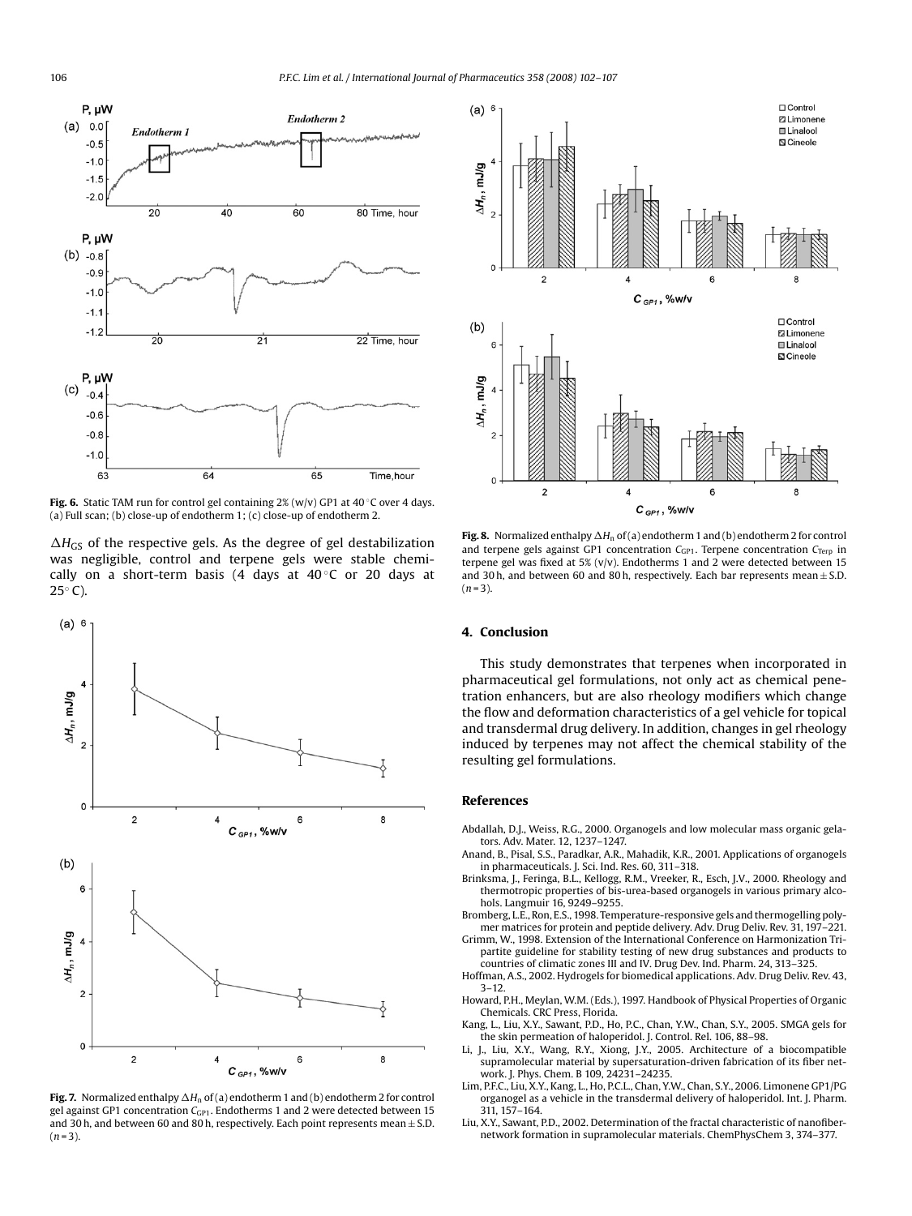**Fig. 6.** Static TAM run for control gel containing 2% (w/v) GP1 at 40 °C over 4 days. (a) Full scan; (b) close-up of endotherm 1; (c) close-up of endotherm 2.

$\Delta H_{GS}$ of the respective gels. As the degree of gel destabilization was negligible, control and terpene gels were stable chemically on a short-term basis (4 days at 40 °C or 20 days at 25° C).

**Fig. 7.** Normalized enthalpy $\Delta H_n$ of (a) endotherm 1 and (b) endotherm 2 for control gel against GP1 concentration $C_{GP1}$. Endotherms 1 and 2 were detected between 15 and 30 h, and between 60 and 80 h, respectively. Each point represents mean ± S.D. ($n$ = 3).

**Fig. 8.** Normalized enthalpy $\Delta H_n$ of (a) endotherm 1 and (b) endotherm 2 for control and terpene gels against GP1 concentration $C_{GP1}$. Terpene concentration $C_{Terp}$ in terpene gel was fixed at 5% (v/v). Endotherms 1 and 2 were detected between 15 and 30 h, and between 60 and 80 h, respectively. Each bar represents mean ± S.D. ($n$ = 3).

## 4. Conclusion

This study demonstrates that terpenes when incorporated in pharmaceutical gel formulations, not only act as chemical penetration enhancers, but are also rheology modifiers which change the flow and deformation characteristics of a gel vehicle for topical and transdermal drug delivery. In addition, changes in gel rheology induced by terpenes may not affect the chemical stability of the resulting gel formulations.

## References

Abdallah, D.J., Weiss, R.G., 2000. Organogels and low molecular mass organic gelators. Adv. Mater. 12, 1237–1247.

Anand, B., Pisal, S.S., Paradkar, A.R., Mahadik, K.R., 2001. Applications of organogels in pharmaceuticals. J. Sci. Ind. Res. 60, 311–318.

Brinksma, J., Feringa, B.L., Kellogg, R.M., Vreeker, R., Esch, J.V., 2000. Rheology and thermotropic properties of bis-urea-based organogels in various primary alcohols. Langmuir 16, 9249–9255.

Bromberg, L.E., Ron, E.S., 1998. Temperature-responsive gels and thermogelling polymer matrices for protein and peptide delivery. Adv. Drug Deliv. Rev. 31, 197–221.

Grimm, W., 1998. Extension of the International Conference on Harmonization Tripartite guideline for stability testing of new drug substances and products to countries of climatic zones III and IV. Drug Dev. Ind. Pharm. 24, 313–325.

Hoffman, A.S., 2002. Hydrogels for biomedical applications. Adv. Drug Deliv. Rev. 43, 3–12.

Howard, P.H., Meylan, W.M. (Eds.), 1997. Handbook of Physical Properties of Organic Chemicals. CRC Press, Florida.

Kang, L., Liu, X.Y., Sawant, P.D., Ho, P.C., Chan, Y.W., Chan, S.Y., 2005. SMGA gels for the skin permeation of haloperidol. J. Control. Rel. 106, 88–98.

Li, J., Liu, X.Y., Wang, R.Y., Xiong, J.Y., 2005. Architecture of a biocompatible supramolecular material by supersaturation-driven fabrication of its fiber network. J. Phys. Chem. B 109, 24231–24235.

Lim, P.F.C., Liu, X.Y., Kang, L., Ho, P.C.L., Chan, Y.W., Chan, S.Y., 2006. Limonene GP1/PG organogel as a vehicle in the transdermal delivery of haloperidol. Int. J. Pharm. 311, 157–164.

Liu, X.Y., Sawant, P.D., 2002. Determination of the fractal characteristic of nanofiber-network formation in supramolecular materials. ChemPhysChem 3, 374–377.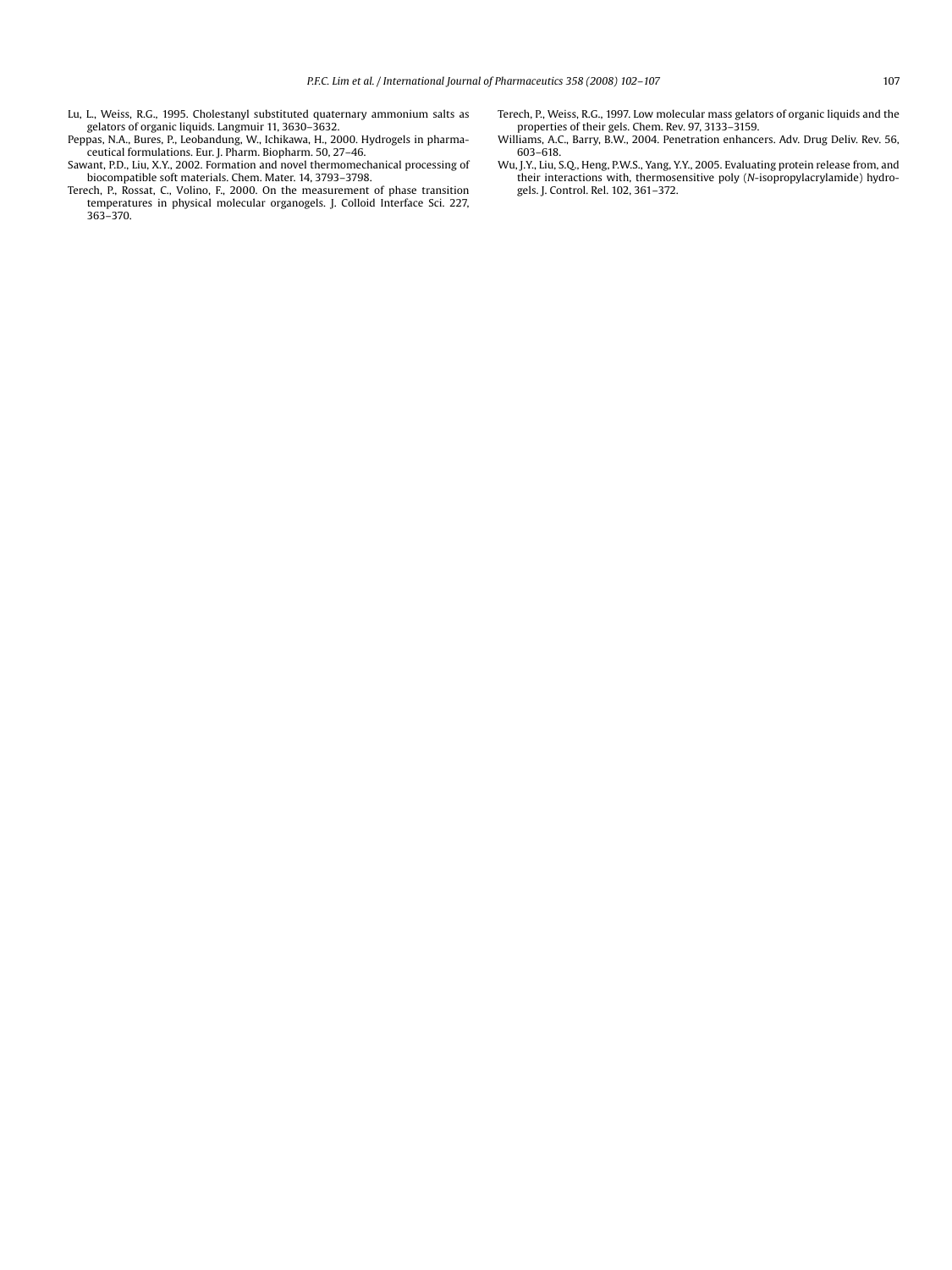Lu, L., Weiss, R.G., 1995. Cholestanyl substituted quaternary ammonium salts as gelators of organic liquids. Langmuir 11, 3630–3632.

Peppas, N.A., Bures, P., Leobandung, W., Ichikawa, H., 2000. Hydrogels in pharmaceutical formulations. Eur. J. Pharm. Biopharm. 50, 27–46.

Sawant, P.D., Liu, X.Y., 2002. Formation and novel thermomechanical processing of biocompatible soft materials. Chem. Mater. 14, 3793–3798.

Terech, P., Rossat, C., Volino, F., 2000. On the measurement of phase transition temperatures in physical molecular organogels. J. Colloid Interface Sci. 227, 363–370.

Terech, P., Weiss, R.G., 1997. Low molecular mass gelators of organic liquids and the properties of their gels. Chem. Rev. 97, 3133–3159.

Williams, A.C., Barry, B.W., 2004. Penetration enhancers. Adv. Drug Deliv. Rev. 56, 603–618.

Wu, J.Y., Liu, S.Q., Heng, P.W.S., Yang, Y.Y., 2005. Evaluating protein release from, and their interactions with, thermosensitive poly (*N*-isopropylacrylamide) hydrogels. J. Control. Rel. 102, 361–372.